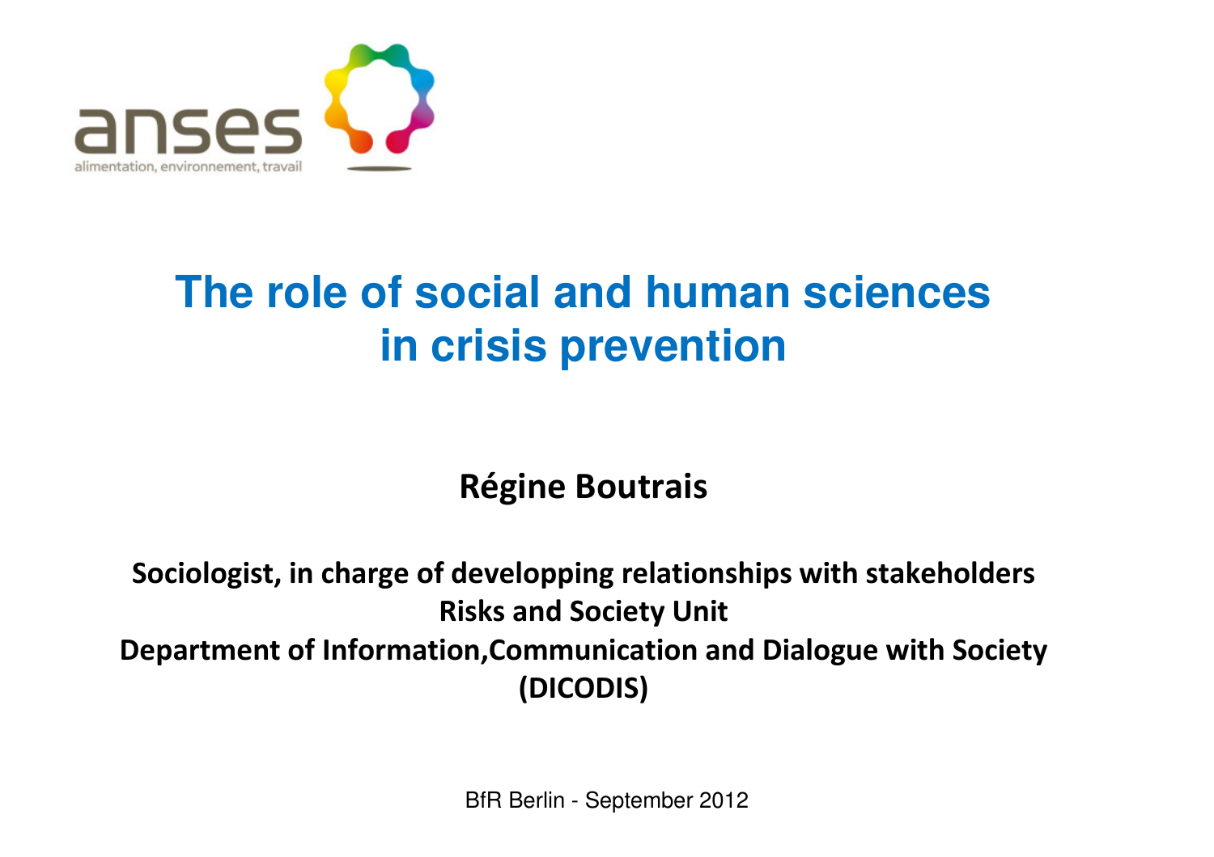anses

alimentation, environnement, travail

# The role of social and human sciences in crisis prevention

**Régine Boutrais**

**Sociologist, in charge of developping relationships with stakeholders**
**Risks and Society Unit**
**Department of Information,Communication and Dialogue with Society (DICODIS)**

BfR Berlin - September 2012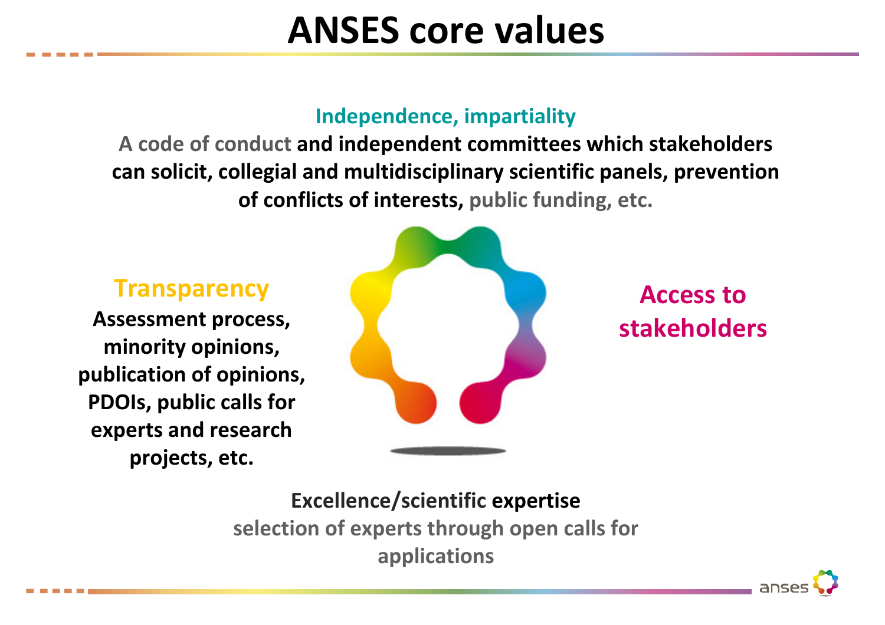# ANSES core values

## Independence, impartiality

A code of conduct **and independent committees which stakeholders can solicit, collegial and multidisciplinary scientific panels, prevention of conflicts of interests,** public funding, etc.

## Transparency

**Assessment process, minority opinions, publication of opinions, PDOIs, public calls for experts and research projects, etc.**

## Access to stakeholders

## Excellence/scientific expertise

selection of experts through open calls for applications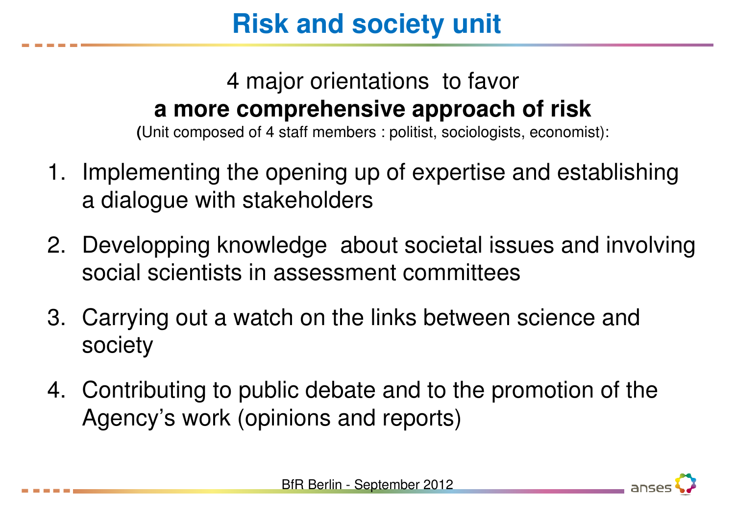# Risk and society unit

4 major orientations to favor

**a more comprehensive approach of risk**

(Unit composed of 4 staff members : politist, sociologists, economist):

1. Implementing the opening up of expertise and establishing a dialogue with stakeholders
2. Developping knowledge about societal issues and involving social scientists in assessment committees
3. Carrying out a watch on the links between science and society
4. Contributing to public debate and to the promotion of the Agency's work (opinions and reports)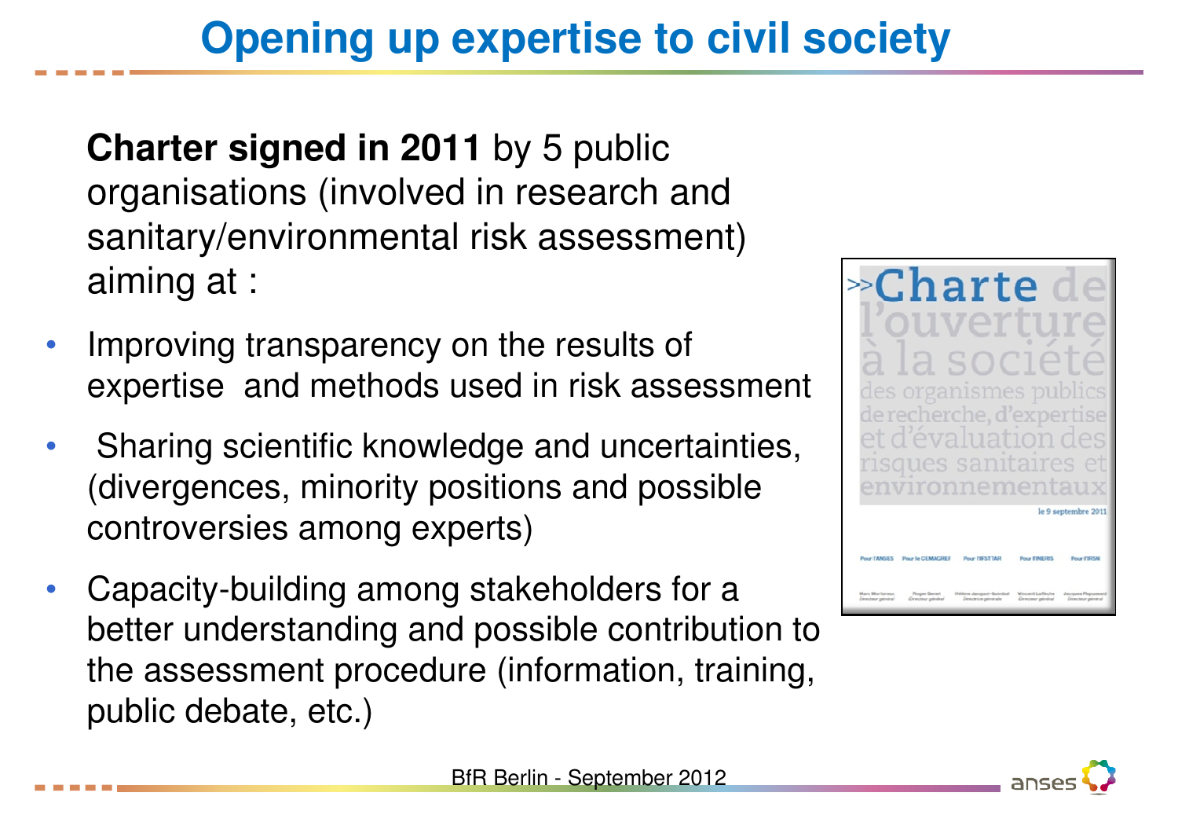# Opening up expertise to civil society

**Charter signed in 2011** by 5 public organisations (involved in research and sanitary/environmental risk assessment) aiming at :

- Improving transparency on the results of expertise and methods used in risk assessment
- Sharing scientific knowledge and uncertainties, (divergences, minority positions and possible controversies among experts)
- Capacity-building among stakeholders for a better understanding and possible contribution to the assessment procedure (information, training, public debate, etc.)

>>Charte de l'ouverture à la société des organismes publics de recherche, d'expertise et d'évaluation des risques sanitaires et environnementaux

le 9 septembre 2011

Pour l'ANSES | Pour le CEMAGREF | Pour l'IFSTTAR | Pour l'INERIS | Pour l'IRSN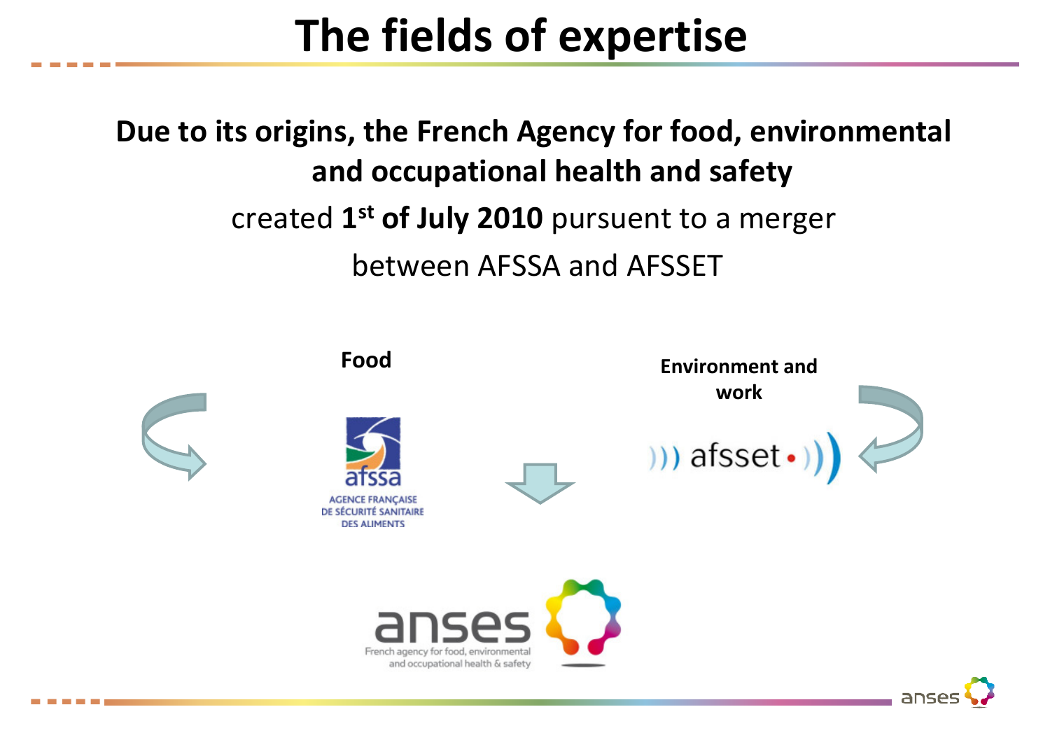# The fields of expertise

**Due to its origins, the French Agency for food, environmental and occupational health and safety**

created **1st of July 2010** pursuent to a merger between AFSSA and AFSSET

**Food**

afssa
AGENCE FRANÇAISE DE SÉCURITÉ SANITAIRE DES ALIMENTS

**Environment and work**

afsset

anses
French agency for food, environmental and occupational health & safety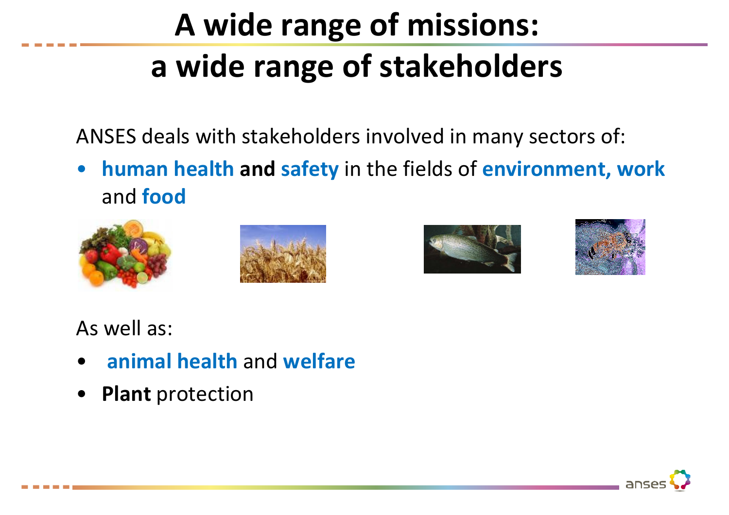# A wide range of missions: a wide range of stakeholders

ANSES deals with stakeholders involved in many sectors of:

- **human health and safety** in the fields of **environment, work** and **food**

As well as:

- **animal health** and **welfare**
- **Plant** protection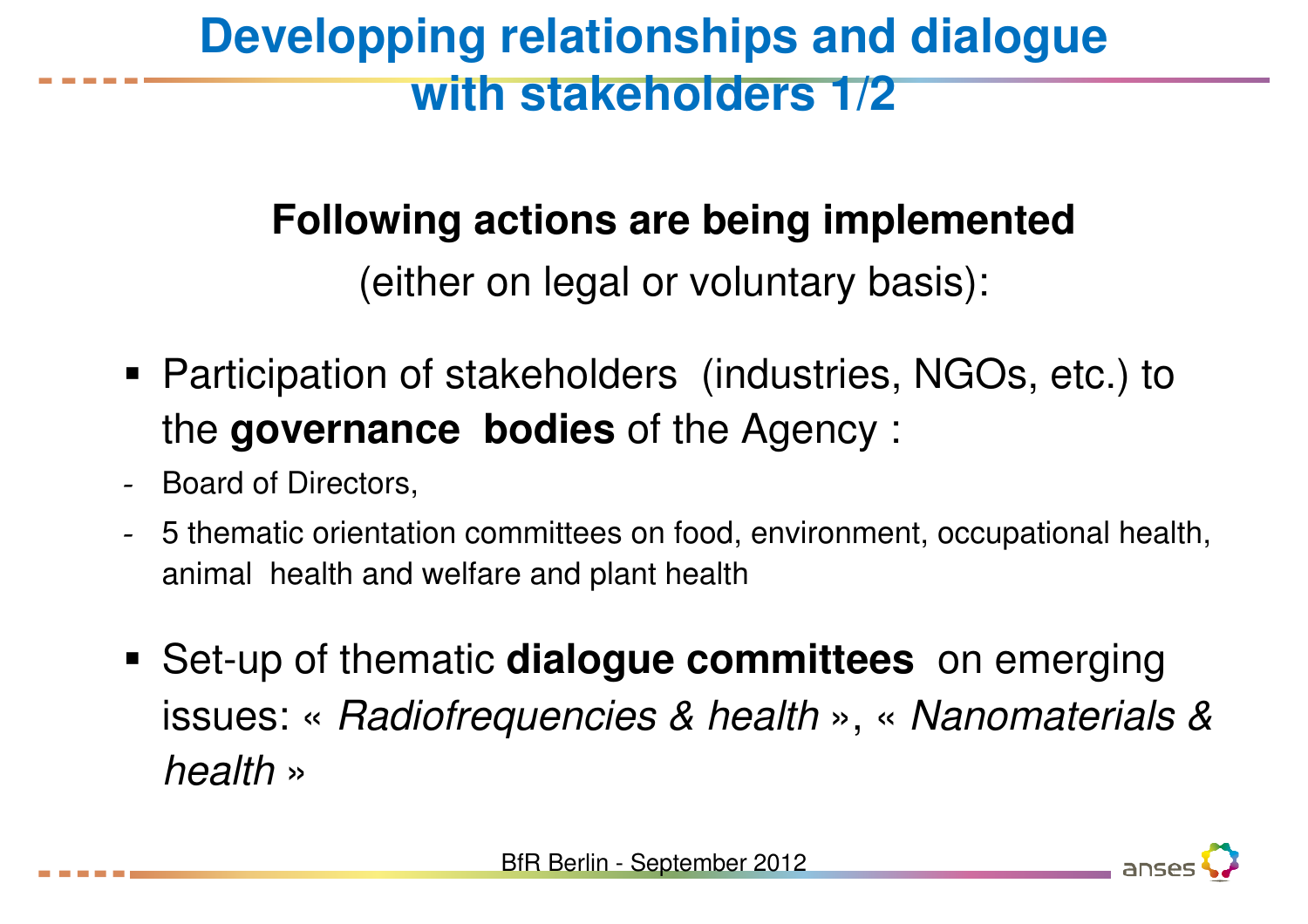# Developping relationships and dialogue with stakeholders 1/2

**Following actions are being implemented**

(either on legal or voluntary basis):

- Participation of stakeholders (industries, NGOs, etc.) to the **governance bodies** of the Agency :
  - Board of Directors,
  - 5 thematic orientation committees on food, environment, occupational health, animal health and welfare and plant health
- Set-up of thematic **dialogue committees** on emerging issues: « *Radiofrequencies & health* », « *Nanomaterials & health* »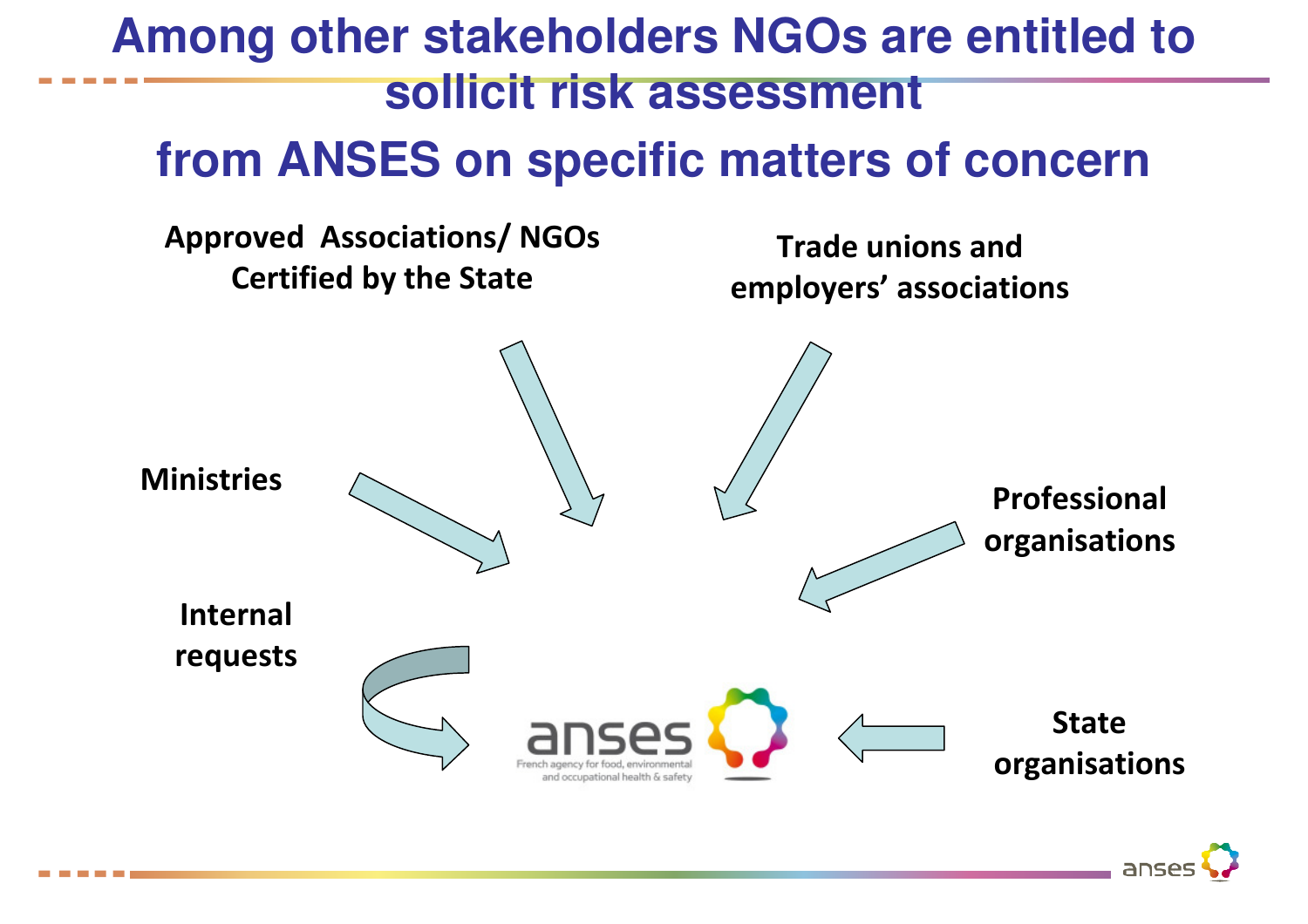# Among other stakeholders NGOs are entitled to sollicit risk assessment from ANSES on specific matters of concern

Approved Associations/ NGOs Certified by the State

Trade unions and employers' associations

Ministries

Professional organisations

Internal requests

anses

French agency for food, environmental and occupational health & safety

State organisations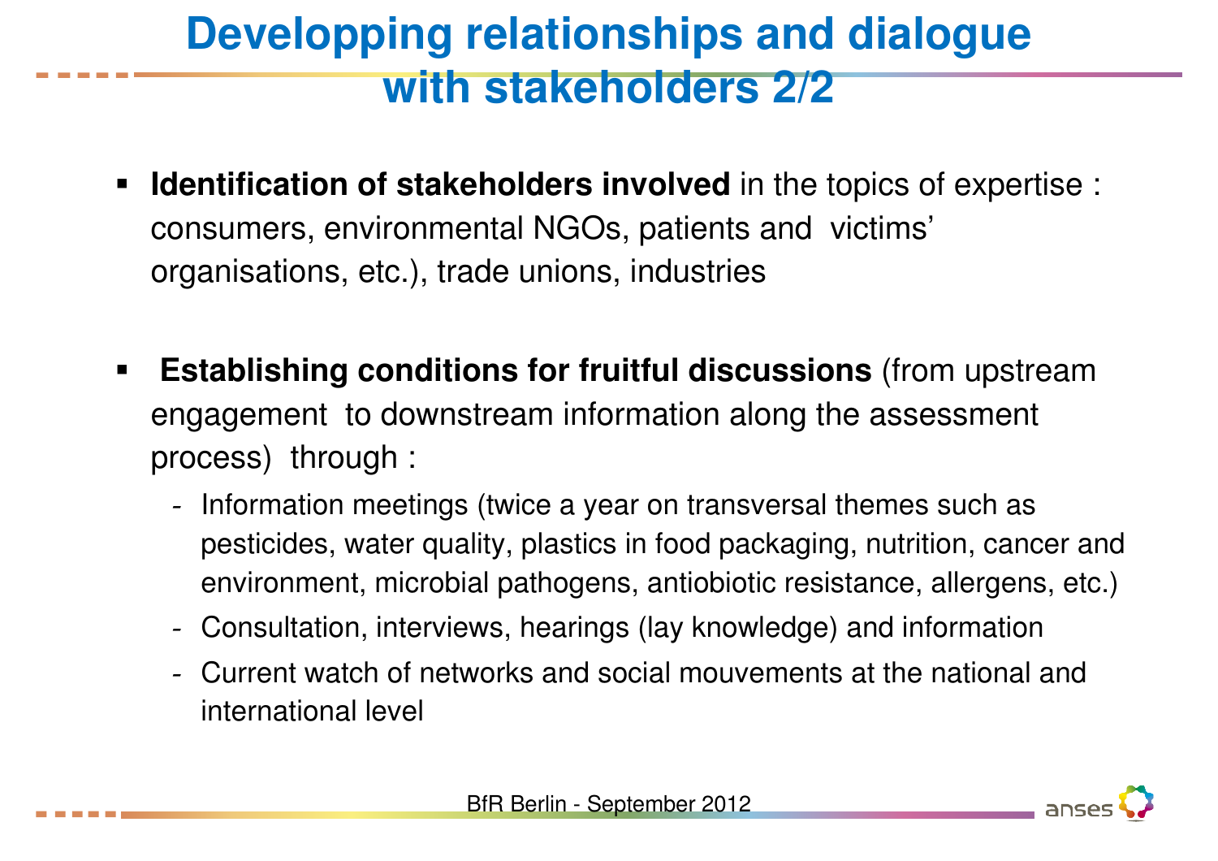# Developping relationships and dialogue with stakeholders 2/2

- **Identification of stakeholders involved** in the topics of expertise : consumers, environmental NGOs, patients and victims' organisations, etc.), trade unions, industries

- **Establishing conditions for fruitful discussions** (from upstream engagement to downstream information along the assessment process) through :
  - Information meetings (twice a year on transversal themes such as pesticides, water quality, plastics in food packaging, nutrition, cancer and environment, microbial pathogens, antiobiotic resistance, allergens, etc.)
  - Consultation, interviews, hearings (lay knowledge) and information
  - Current watch of networks and social mouvements at the national and international level

BfR Berlin - September 2012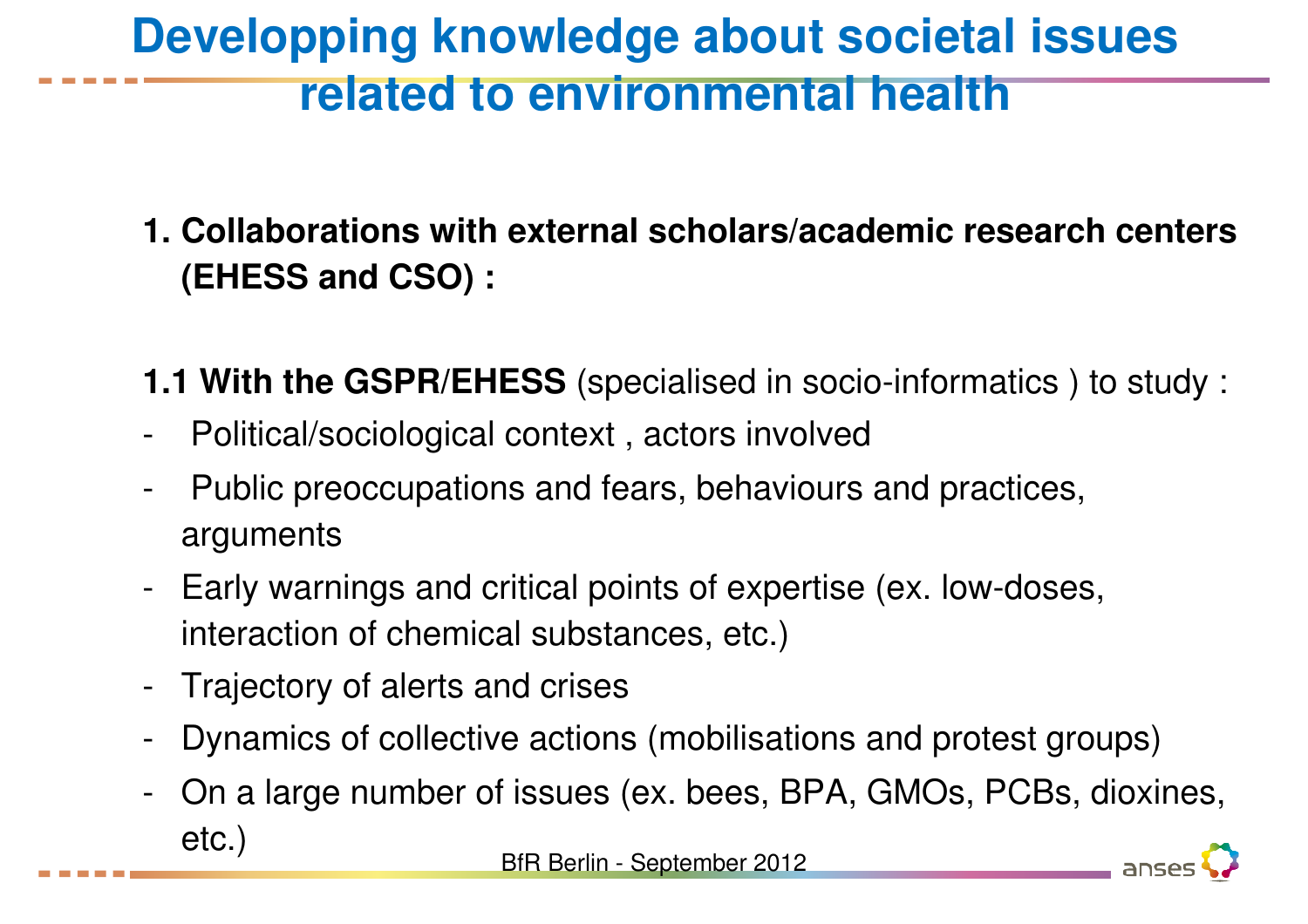# Developping knowledge about societal issues related to environmental health

1. **Collaborations with external scholars/academic research centers (EHESS and CSO) :**

**1.1 With the GSPR/EHESS** (specialised in socio-informatics ) to study :

- Political/sociological context , actors involved
- Public preoccupations and fears, behaviours and practices, arguments
- Early warnings and critical points of expertise (ex. low-doses, interaction of chemical substances, etc.)
- Trajectory of alerts and crises
- Dynamics of collective actions (mobilisations and protest groups)
- On a large number of issues (ex. bees, BPA, GMOs, PCBs, dioxines, etc.)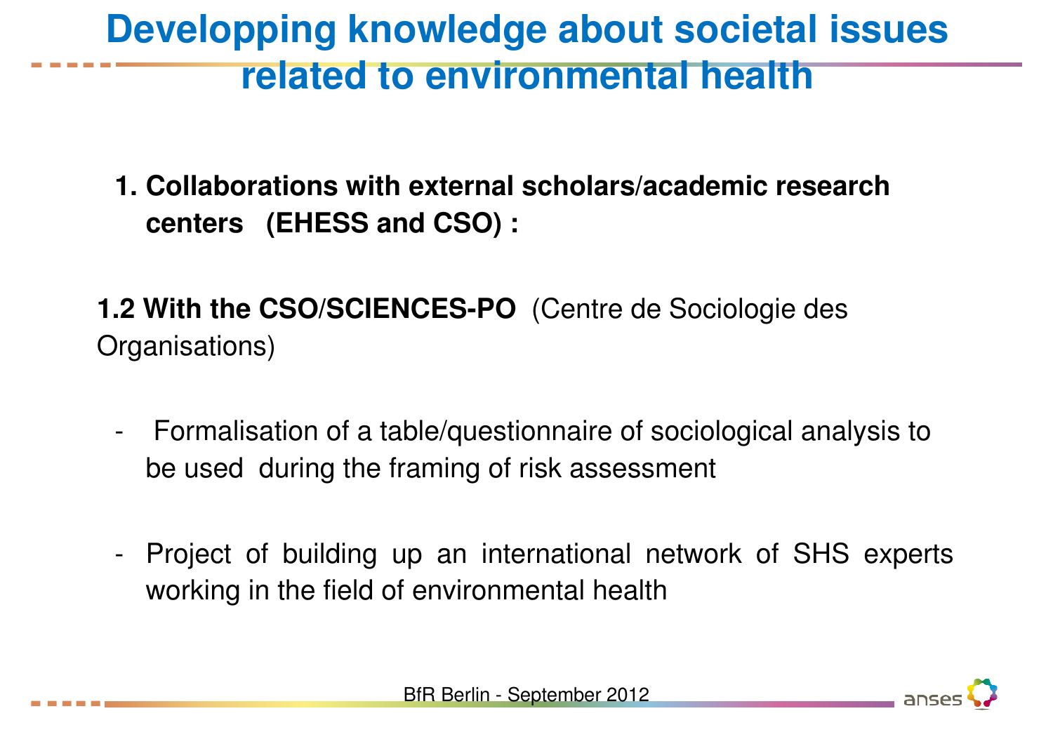# Developping knowledge about societal issues related to environmental health

1. **Collaborations with external scholars/academic research centers (EHESS and CSO) :**

**1.2 With the CSO/SCIENCES-PO** (Centre de Sociologie des Organisations)

- Formalisation of a table/questionnaire of sociological analysis to be used during the framing of risk assessment
- Project of building up an international network of SHS experts working in the field of environmental health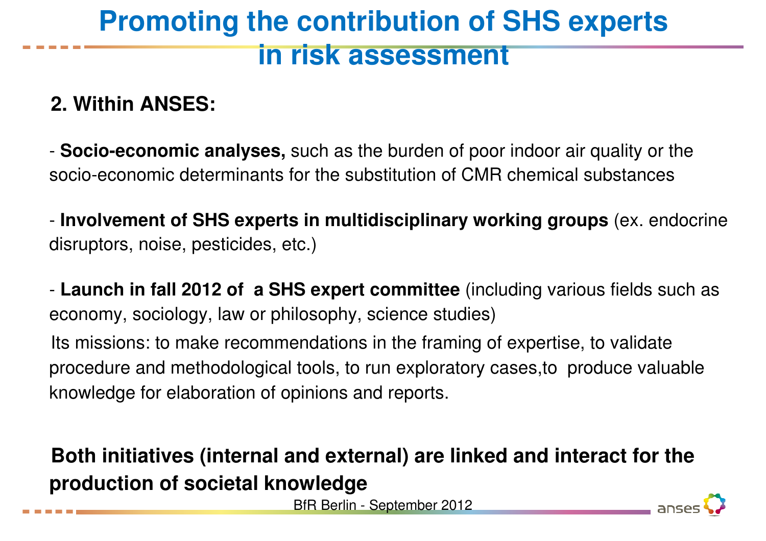# Promoting the contribution of SHS experts in risk assessment

## 2. Within ANSES:

- **Socio-economic analyses,** such as the burden of poor indoor air quality or the socio-economic determinants for the substitution of CMR chemical substances

- **Involvement of SHS experts in multidisciplinary working groups** (ex. endocrine disruptors, noise, pesticides, etc.)

- **Launch in fall 2012 of a SHS expert committee** (including various fields such as economy, sociology, law or philosophy, science studies)

Its missions: to make recommendations in the framing of expertise, to validate procedure and methodological tools, to run exploratory cases,to produce valuable knowledge for elaboration of opinions and reports.

**Both initiatives (internal and external) are linked and interact for the production of societal knowledge**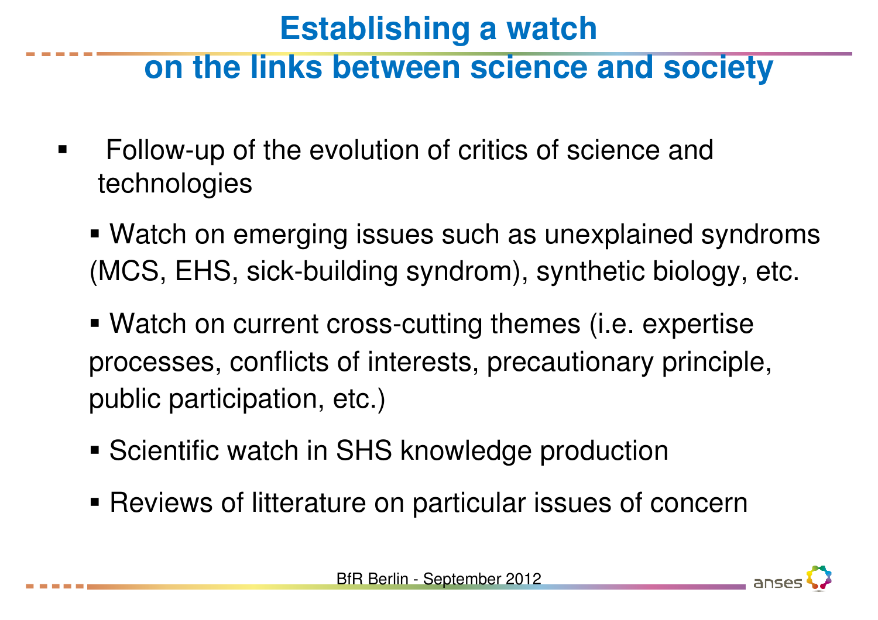# Establishing a watch on the links between science and society

- Follow-up of the evolution of critics of science and technologies
  - Watch on emerging issues such as unexplained syndroms (MCS, EHS, sick-building syndrom), synthetic biology, etc.
  - Watch on current cross-cutting themes (i.e. expertise processes, conflicts of interests, precautionary principle, public participation, etc.)
  - Scientific watch in SHS knowledge production
  - Reviews of litterature on particular issues of concern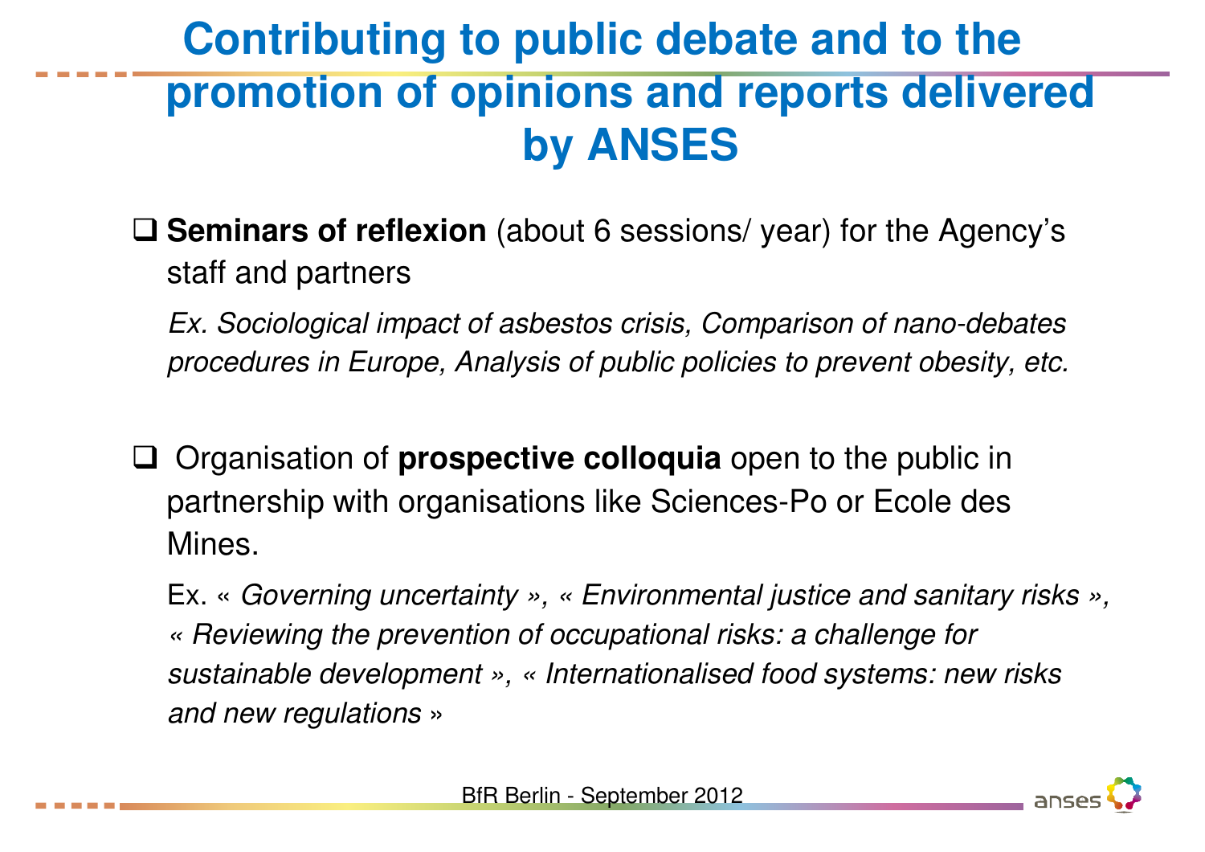# Contributing to public debate and to the promotion of opinions and reports delivered by ANSES

- **Seminars of reflexion** (about 6 sessions/ year) for the Agency's staff and partners

  *Ex. Sociological impact of asbestos crisis, Comparison of nano-debates procedures in Europe, Analysis of public policies to prevent obesity, etc.*

- Organisation of **prospective colloquia** open to the public in partnership with organisations like Sciences-Po or Ecole des Mines.

  Ex. « *Governing uncertainty* », « *Environmental justice and sanitary risks* », « *Reviewing the prevention of occupational risks: a challenge for sustainable development* », « *Internationalised food systems: new risks and new regulations* »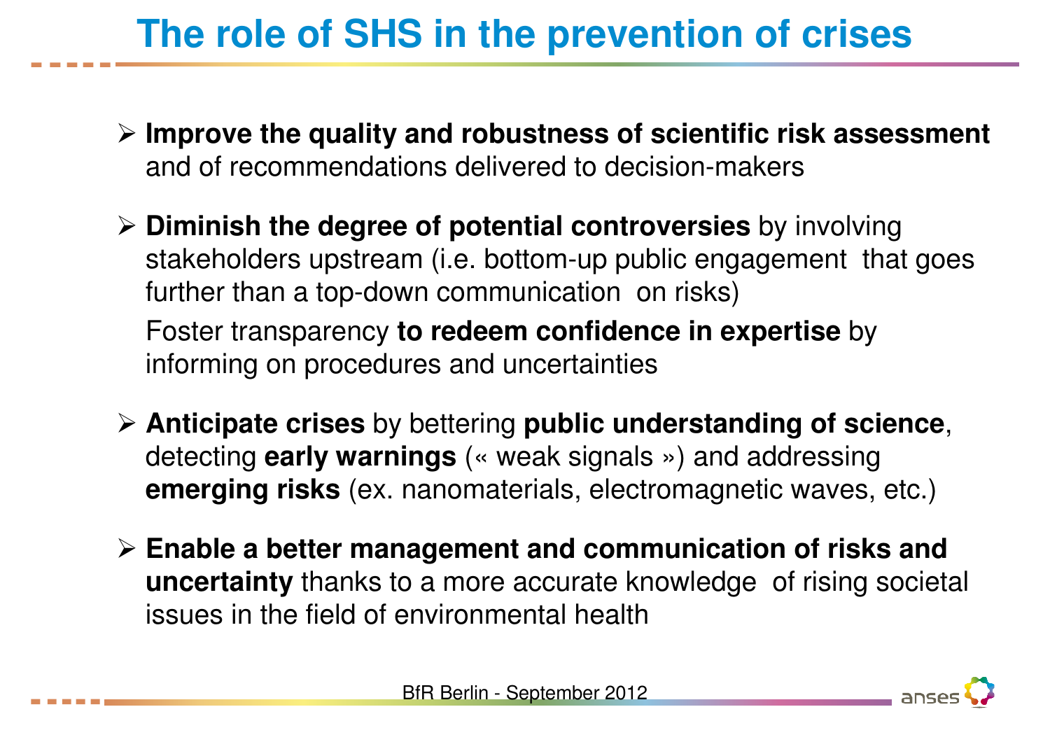# The role of SHS in the prevention of crises

- **Improve the quality and robustness of scientific risk assessment** and of recommendations delivered to decision-makers

- **Diminish the degree of potential controversies** by involving stakeholders upstream (i.e. bottom-up public engagement that goes further than a top-down communication on risks)

  Foster transparency **to redeem confidence in expertise** by informing on procedures and uncertainties

- **Anticipate crises** by bettering **public understanding of science**, detecting **early warnings** (« weak signals ») and addressing **emerging risks** (ex. nanomaterials, electromagnetic waves, etc.)

- **Enable a better management and communication of risks and uncertainty** thanks to a more accurate knowledge of rising societal issues in the field of environmental health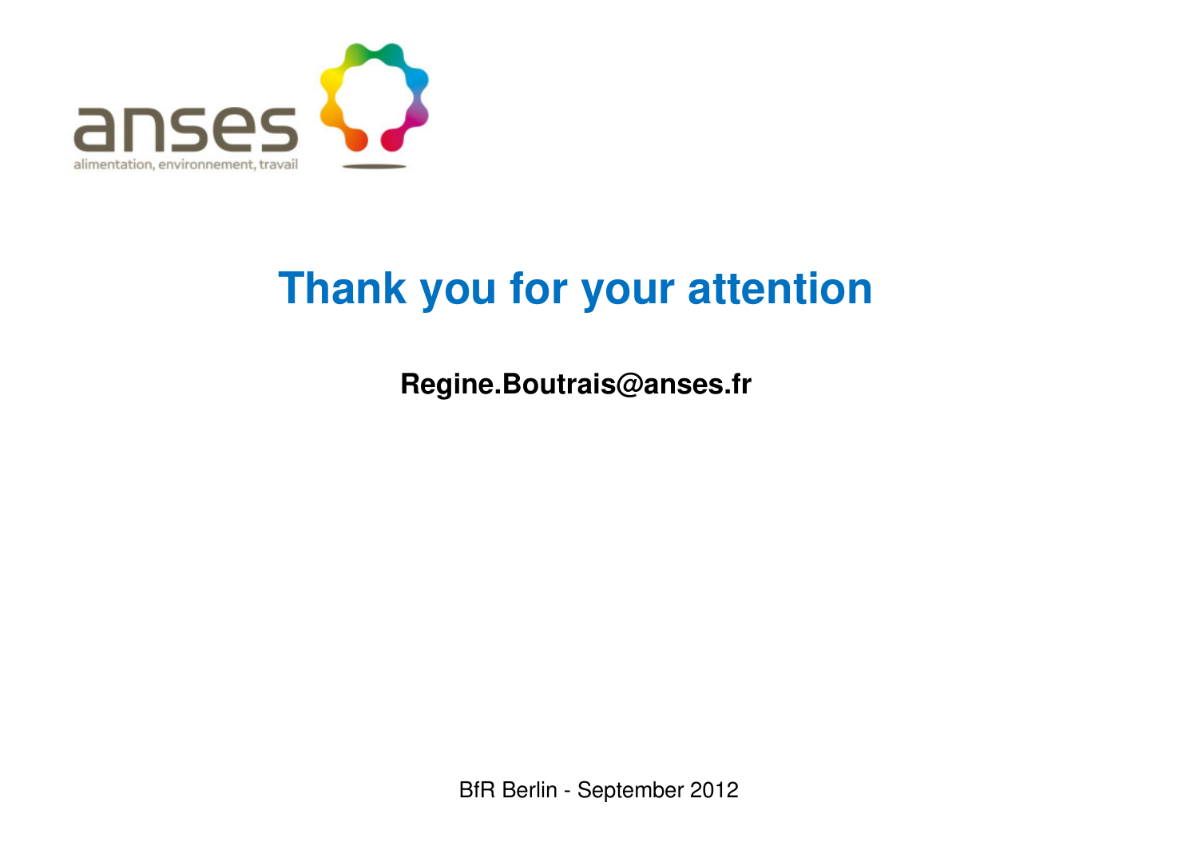anses

alimentation, environnement, travail

# Thank you for your attention

**Regine.Boutrais@anses.fr**

BfR Berlin - September 2012